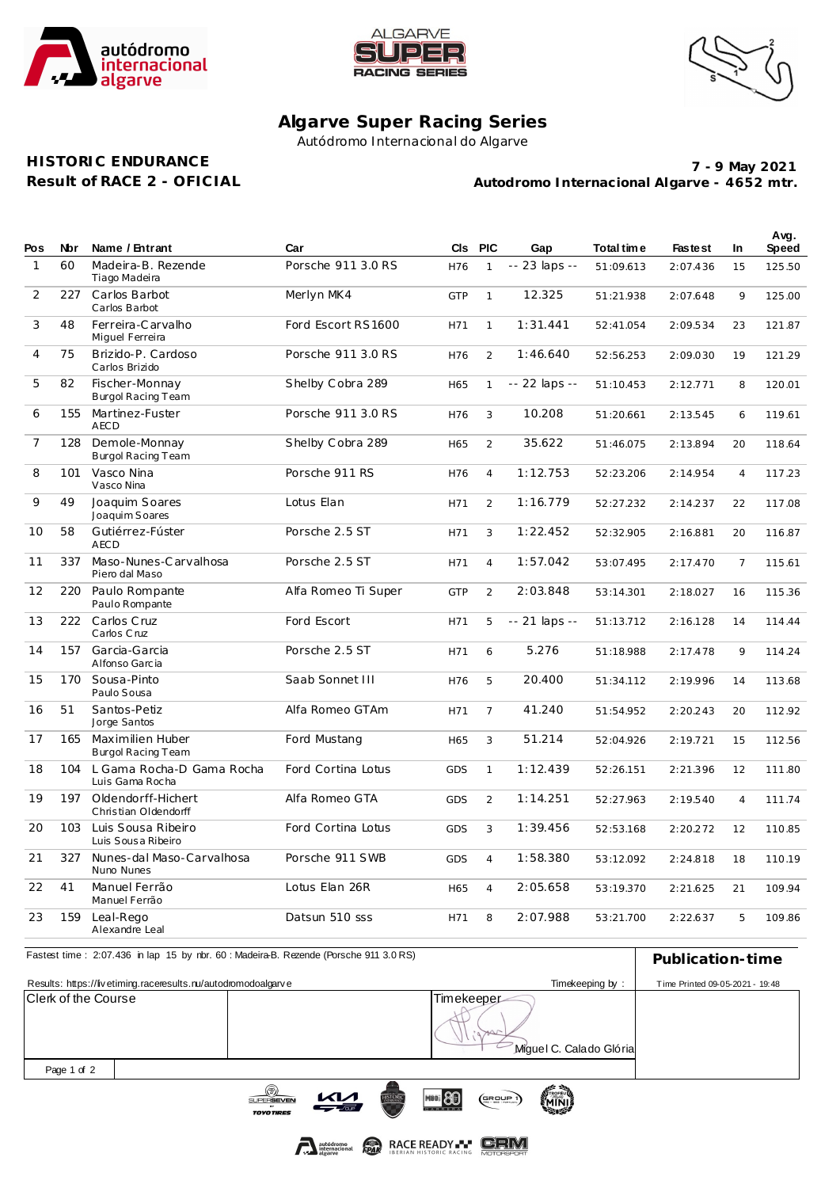# Algarve Super Racing Series

Autódromo Internacional do Algarve

**HISTORIC ENDURANCE**
**Result of RACE 2 - OFICIAL**

**7 - 9 May 2021**
**Autodromo Internacional Algarve - 4652 mtr.**

| Pos | Nbr | Name / Entrant | Car | Cls | PIC | Gap | Total time | Fastest | In | Avg. Speed |
|---|---|---|---|---|---|---|---|---|---|---|
| 1 | 60 | Madeira-B. Rezende<br>Tiago Madeira | Porsche 911 3.0 RS | H76 | 1 | -- 23 laps -- | 51:09.613 | 2:07.436 | 15 | 125.50 |
| 2 | 227 | Carlos Barbot<br>Carlos Barbot | Merlyn MK4 | GTP | 1 | 12.325 | 51:21.938 | 2:07.648 | 9 | 125.00 |
| 3 | 48 | Ferreira-Carvalho<br>Miguel Ferreira | Ford Escort RS1600 | H71 | 1 | 1:31.441 | 52:41.054 | 2:09.534 | 23 | 121.87 |
| 4 | 75 | Brizido-P. Cardoso<br>Carlos Brizido | Porsche 911 3.0 RS | H76 | 2 | 1:46.640 | 52:56.253 | 2:09.030 | 19 | 121.29 |
| 5 | 82 | Fischer-Monnay<br>Burgol Racing Team | Shelby Cobra 289 | H65 | 1 | -- 22 laps -- | 51:10.453 | 2:12.771 | 8 | 120.01 |
| 6 | 155 | Martinez-Fuster<br>AECD | Porsche 911 3.0 RS | H76 | 3 | 10.208 | 51:20.661 | 2:13.545 | 6 | 119.61 |
| 7 | 128 | Demole-Monnay<br>Burgol Racing Team | Shelby Cobra 289 | H65 | 2 | 35.622 | 51:46.075 | 2:13.894 | 20 | 118.64 |
| 8 | 101 | Vasco Nina<br>Vasco Nina | Porsche 911 RS | H76 | 4 | 1:12.753 | 52:23.206 | 2:14.954 | 4 | 117.23 |
| 9 | 49 | Joaquim Soares<br>Joaquim Soares | Lotus Elan | H71 | 2 | 1:16.779 | 52:27.232 | 2:14.237 | 22 | 117.08 |
| 10 | 58 | Gutiérrez-Fúster<br>AECD | Porsche 2.5 ST | H71 | 3 | 1:22.452 | 52:32.905 | 2:16.881 | 20 | 116.87 |
| 11 | 337 | Maso-Nunes-Carvalhosa<br>Piero dal Maso | Porsche 2.5 ST | H71 | 4 | 1:57.042 | 53:07.495 | 2:17.470 | 7 | 115.61 |
| 12 | 220 | Paulo Rompante<br>Paulo Rompante | Alfa Romeo Ti Super | GTP | 2 | 2:03.848 | 53:14.301 | 2:18.027 | 16 | 115.36 |
| 13 | 222 | Carlos Cruz<br>Carlos Cruz | Ford Escort | H71 | 5 | -- 21 laps -- | 51:13.712 | 2:16.128 | 14 | 114.44 |
| 14 | 157 | Garcia-Garcia<br>Alfonso Garcia | Porsche 2.5 ST | H71 | 6 | 5.276 | 51:18.988 | 2:17.478 | 9 | 114.24 |
| 15 | 170 | Sousa-Pinto<br>Paulo Sousa | Saab Sonnet III | H76 | 5 | 20.400 | 51:34.112 | 2:19.996 | 14 | 113.68 |
| 16 | 51 | Santos-Petiz<br>Jorge Santos | Alfa Romeo GTAm | H71 | 7 | 41.240 | 51:54.952 | 2:20.243 | 20 | 112.92 |
| 17 | 165 | Maximilien Huber<br>Burgol Racing Team | Ford Mustang | H65 | 3 | 51.214 | 52:04.926 | 2:19.721 | 15 | 112.56 |
| 18 | 104 | L Gama Rocha-D Gama Rocha<br>Luis Gama Rocha | Ford Cortina Lotus | GDS | 1 | 1:12.439 | 52:26.151 | 2:21.396 | 12 | 111.80 |
| 19 | 197 | Oldendorff-Hichert<br>Christian Oldendorff | Alfa Romeo GTA | GDS | 2 | 1:14.251 | 52:27.963 | 2:19.540 | 4 | 111.74 |
| 20 | 103 | Luis Sousa Ribeiro<br>Luis Sousa Ribeiro | Ford Cortina Lotus | GDS | 3 | 1:39.456 | 52:53.168 | 2:20.272 | 12 | 110.85 |
| 21 | 327 | Nunes-dal Maso-Carvalhosa<br>Nuno Nunes | Porsche 911 SWB | GDS | 4 | 1:58.380 | 53:12.092 | 2:24.818 | 18 | 110.19 |
| 22 | 41 | Manuel Ferrão<br>Manuel Ferrão | Lotus Elan 26R | H65 | 4 | 2:05.658 | 53:19.370 | 2:21.625 | 21 | 109.94 |
| 23 | 159 | Leal-Rego<br>Alexandre Leal | Datsun 510 sss | H71 | 8 | 2:07.988 | 53:21.700 | 2:22.637 | 5 | 109.86 |

Fastest time : 2:07.436 in lap 15 by nbr. 60 : Madeira-B. Rezende (Porsche 911 3.0 RS)

**Publication-time**

Results: https://livetiming.raceresults.nu/autodromodoalgarve

Timekeeping by :

Time Printed 09-05-2021 - 19:48

| Clerk of the Course | | Timekeeper<br>Miguel C. Calado Glória | |
|---|---|---|---|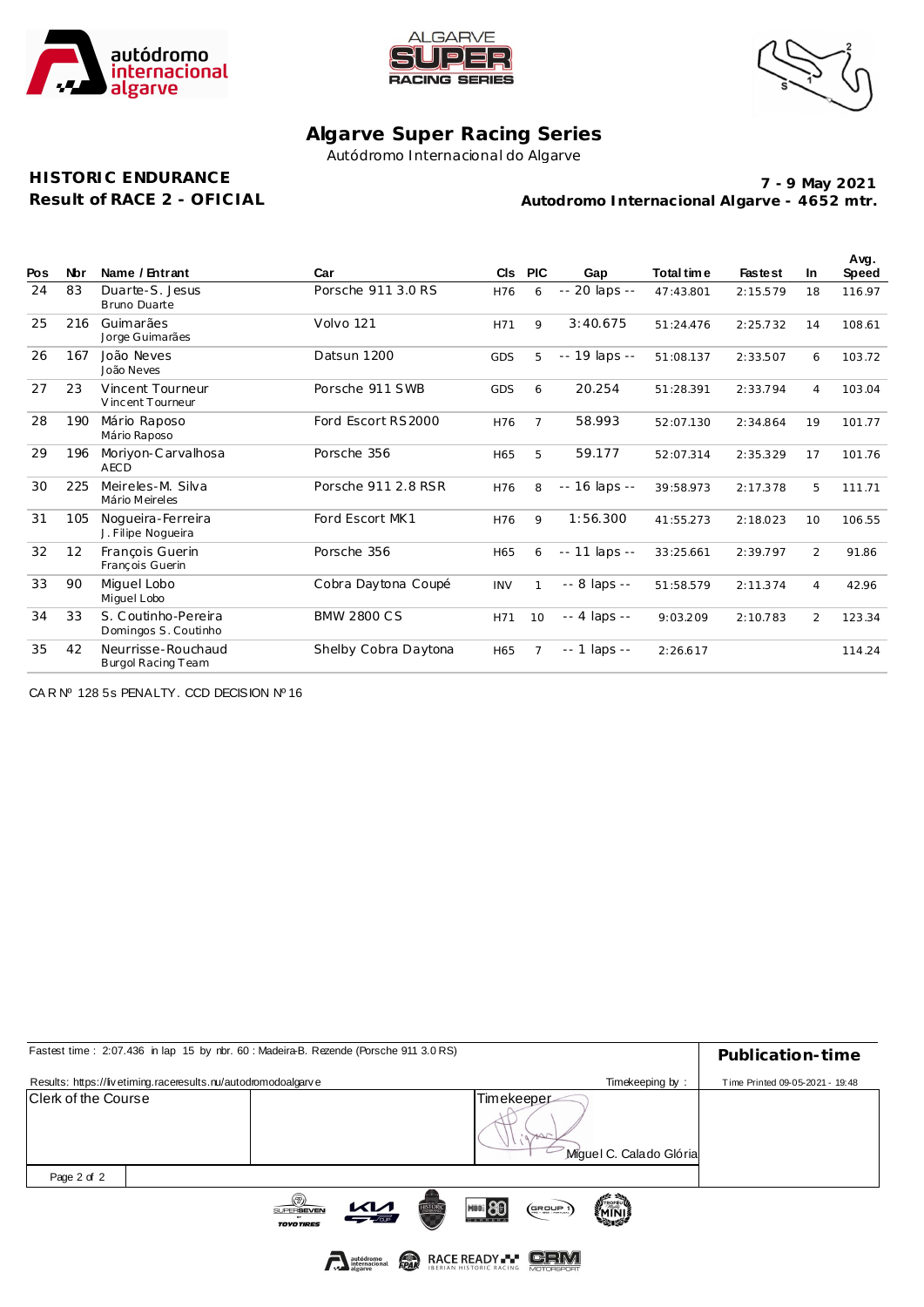# Algarve Super Racing Series

Autódromo Internacional do Algarve

**HISTORIC ENDURANCE**
**Result of RACE 2 - OFICIAL**

**7 - 9 May 2021**
**Autodromo Internacional Algarve - 4652 mtr.**

| Pos | Nbr | Name / Entrant | Car | Cls | PIC | Gap | Total time | Fastest | In | Avg. Speed |
|---|---|---|---|---|---|---|---|---|---|---|
| 24 | 83 | Duarte-S. Jesus<br>Bruno Duarte | Porsche 911 3.0 RS | H76 | 6 | -- 20 laps -- | 47:43.801 | 2:15.579 | 18 | 116.97 |
| 25 | 216 | Guimarães<br>Jorge Guimarães | Volvo 121 | H71 | 9 | 3:40.675 | 51:24.476 | 2:25.732 | 14 | 108.61 |
| 26 | 167 | João Neves<br>João Neves | Datsun 1200 | GDS | 5 | -- 19 laps -- | 51:08.137 | 2:33.507 | 6 | 103.72 |
| 27 | 23 | Vincent Tourneur<br>Vincent Tourneur | Porsche 911 SWB | GDS | 6 | 20.254 | 51:28.391 | 2:33.794 | 4 | 103.04 |
| 28 | 190 | Mário Raposo<br>Mário Raposo | Ford Escort RS2000 | H76 | 7 | 58.993 | 52:07.130 | 2:34.864 | 19 | 101.77 |
| 29 | 196 | Moriyon-Carvalhosa<br>AECD | Porsche 356 | H65 | 5 | 59.177 | 52:07.314 | 2:35.329 | 17 | 101.76 |
| 30 | 225 | Meireles-M. Silva<br>Mário Meireles | Porsche 911 2.8 RSR | H76 | 8 | -- 16 laps -- | 39:58.973 | 2:17.378 | 5 | 111.71 |
| 31 | 105 | Nogueira-Ferreira<br>J. Filipe Nogueira | Ford Escort MK1 | H76 | 9 | 1:56.300 | 41:55.273 | 2:18.023 | 10 | 106.55 |
| 32 | 12 | François Guerin<br>François Guerin | Porsche 356 | H65 | 6 | -- 11 laps -- | 33:25.661 | 2:39.797 | 2 | 91.86 |
| 33 | 90 | Miguel Lobo<br>Miguel Lobo | Cobra Daytona Coupé | INV | 1 | -- 8 laps -- | 51:58.579 | 2:11.374 | 4 | 42.96 |
| 34 | 33 | S. Coutinho-Pereira<br>Domingos S. Coutinho | BMW 2800 CS | H71 | 10 | -- 4 laps -- | 9:03.209 | 2:10.783 | 2 | 123.34 |
| 35 | 42 | Neurrisse-Rouchaud<br>Burgol Racing Team | Shelby Cobra Daytona | H65 | 7 | -- 1 laps -- | 2:26.617 | | | 114.24 |

CAR Nº 128 5s PENALTY. CCD DECISION Nº 16

Fastest time : 2:07.436 in lap 15 by nbr. 60 : Madeira-B. Rezende (Porsche 911 3.0 RS)

Results: https://livetiming.raceresults.nu/autodromodoalgarve

Timekeeping by :

**Publication-time**

Time Printed 09-05-2021 - 19:48

| Clerk of the Course | | Timekeeper<br>Miguel C. Calado Glória | |
|---|---|---|---|